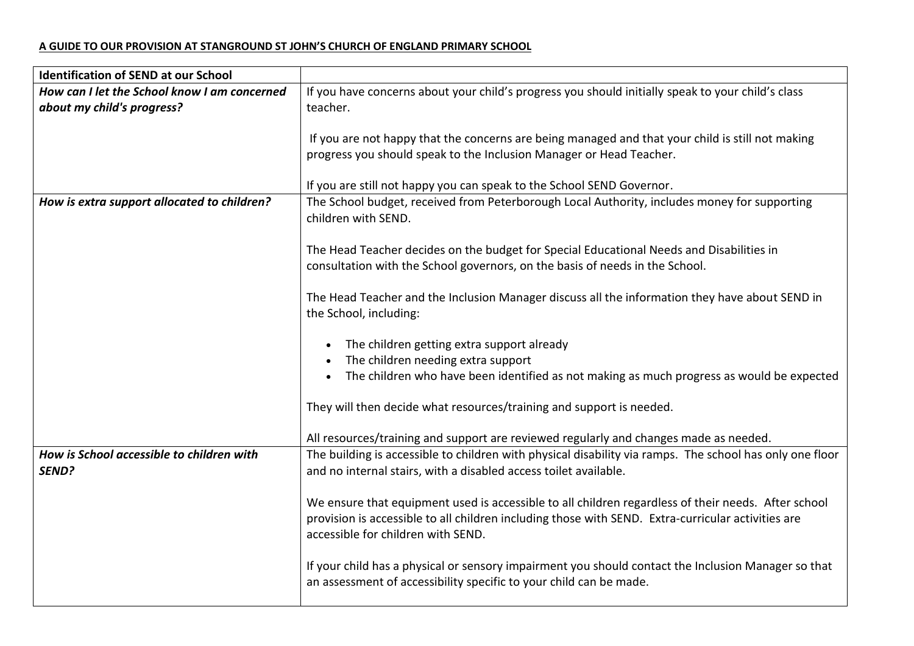**A GUIDE TO OUR PROVISION AT STANGROUND ST JOHN'S CHURCH OF ENGLAND PRIMARY SCHOOL**

| **Identification of SEND at our School** | |
|---|---|
| ***How can I let the School know I am concerned about my child's progress?*** | If you have concerns about your child's progress you should initially speak to your child's class teacher.<br><br>If you are not happy that the concerns are being managed and that your child is still not making progress you should speak to the Inclusion Manager or Head Teacher.<br><br>If you are still not happy you can speak to the School SEND Governor. |
| ***How is extra support allocated to children?*** | The School budget, received from Peterborough Local Authority, includes money for supporting children with SEND.<br><br>The Head Teacher decides on the budget for Special Educational Needs and Disabilities in consultation with the School governors, on the basis of needs in the School.<br><br>The Head Teacher and the Inclusion Manager discuss all the information they have about SEND in the School, including:<br><br>• The children getting extra support already<br>• The children needing extra support<br>• The children who have been identified as not making as much progress as would be expected<br><br>They will then decide what resources/training and support is needed.<br><br>All resources/training and support are reviewed regularly and changes made as needed. |
| ***How is School accessible to children with SEND?*** | The building is accessible to children with physical disability via ramps. The school has only one floor and no internal stairs, with a disabled access toilet available.<br><br>We ensure that equipment used is accessible to all children regardless of their needs. After school provision is accessible to all children including those with SEND. Extra-curricular activities are accessible for children with SEND.<br><br>If your child has a physical or sensory impairment you should contact the Inclusion Manager so that an assessment of accessibility specific to your child can be made. |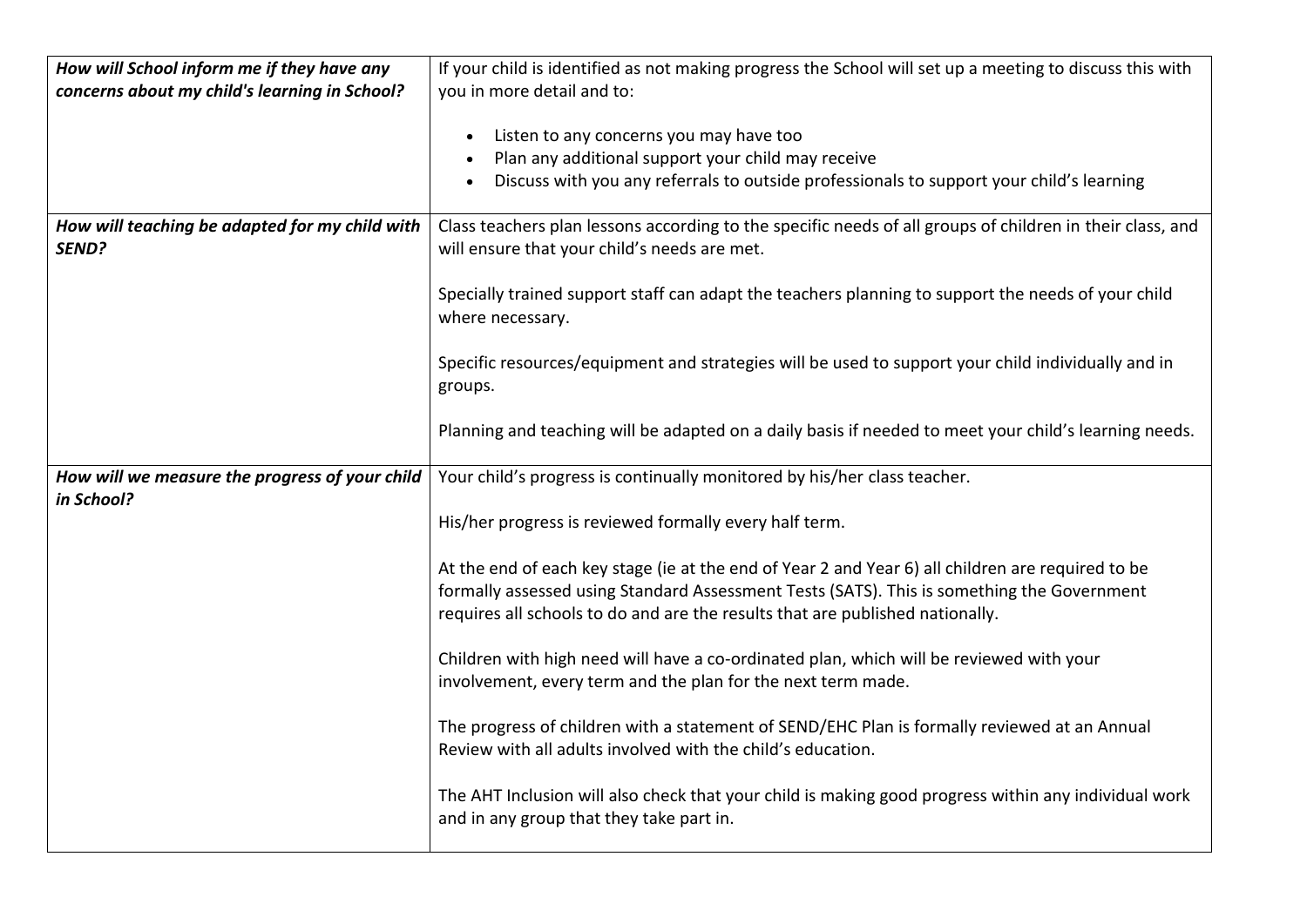| | |
|---|---|
| ***How will School inform me if they have any concerns about my child's learning in School?*** | If your child is identified as not making progress the School will set up a meeting to discuss this with you in more detail and to:<br><br>• Listen to any concerns you may have too<br>• Plan any additional support your child may receive<br>• Discuss with you any referrals to outside professionals to support your child's learning |
| ***How will teaching be adapted for my child with SEND?*** | Class teachers plan lessons according to the specific needs of all groups of children in their class, and will ensure that your child's needs are met.<br><br>Specially trained support staff can adapt the teachers planning to support the needs of your child where necessary.<br><br>Specific resources/equipment and strategies will be used to support your child individually and in groups.<br><br>Planning and teaching will be adapted on a daily basis if needed to meet your child's learning needs. |
| ***How will we measure the progress of your child in School?*** | Your child's progress is continually monitored by his/her class teacher.<br><br>His/her progress is reviewed formally every half term.<br><br>At the end of each key stage (ie at the end of Year 2 and Year 6) all children are required to be formally assessed using Standard Assessment Tests (SATS). This is something the Government requires all schools to do and are the results that are published nationally.<br><br>Children with high need will have a co-ordinated plan, which will be reviewed with your involvement, every term and the plan for the next term made.<br><br>The progress of children with a statement of SEND/EHC Plan is formally reviewed at an Annual Review with all adults involved with the child's education.<br><br>The AHT Inclusion will also check that your child is making good progress within any individual work and in any group that they take part in. |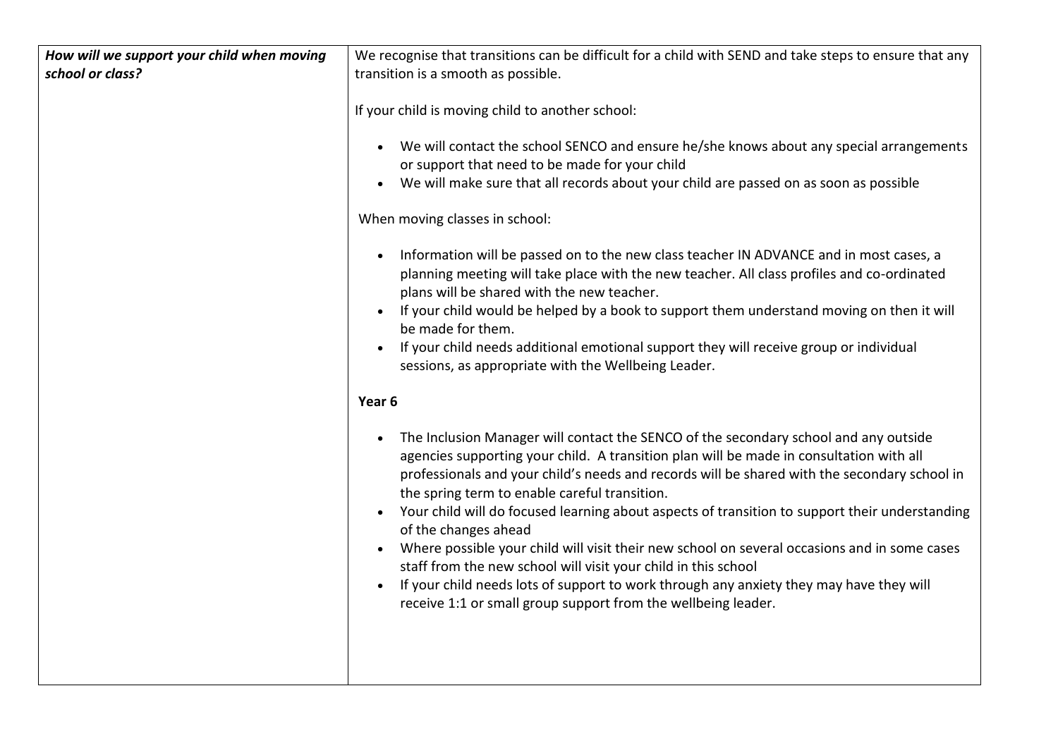| *How will we support your child when moving school or class?* | We recognise that transitions can be difficult for a child with SEND and take steps to ensure that any transition is a smooth as possible.<br><br>If your child is moving child to another school:<br><br>• We will contact the school SENCO and ensure he/she knows about any special arrangements or support that need to be made for your child<br>• We will make sure that all records about your child are passed on as soon as possible<br><br>When moving classes in school:<br><br>• Information will be passed on to the new class teacher IN ADVANCE and in most cases, a planning meeting will take place with the new teacher. All class profiles and co-ordinated plans will be shared with the new teacher.<br>• If your child would be helped by a book to support them understand moving on then it will be made for them.<br>• If your child needs additional emotional support they will receive group or individual sessions, as appropriate with the Wellbeing Leader.<br><br>**Year 6**<br><br>• The Inclusion Manager will contact the SENCO of the secondary school and any outside agencies supporting your child. A transition plan will be made in consultation with all professionals and your child's needs and records will be shared with the secondary school in the spring term to enable careful transition.<br>• Your child will do focused learning about aspects of transition to support their understanding of the changes ahead<br>• Where possible your child will visit their new school on several occasions and in some cases staff from the new school will visit your child in this school<br>• If your child needs lots of support to work through any anxiety they may have they will receive 1:1 or small group support from the wellbeing leader. |
|---|---|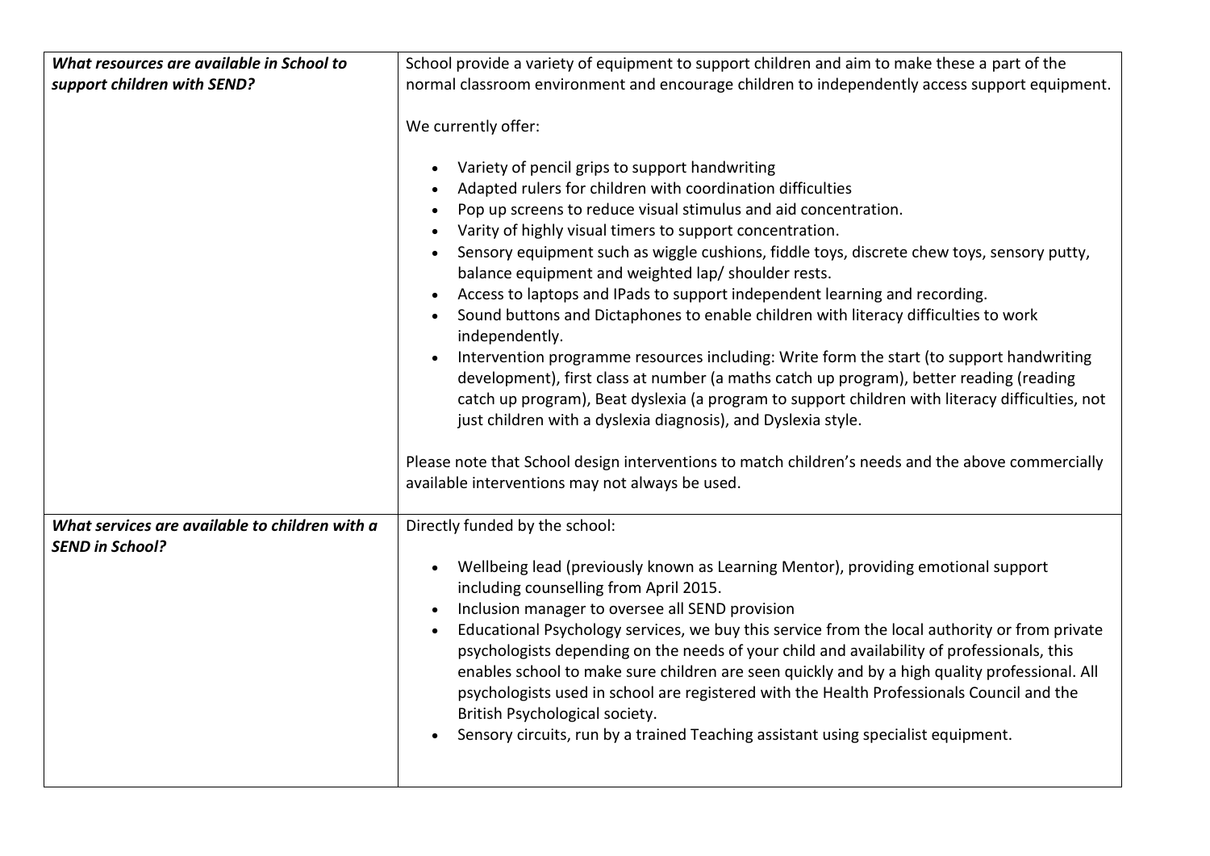| *What resources are available in School to support children with SEND?* | School provide a variety of equipment to support children and aim to make these a part of the normal classroom environment and encourage children to independently access support equipment.<br><br>We currently offer:<br><br>• Variety of pencil grips to support handwriting<br>• Adapted rulers for children with coordination difficulties<br>• Pop up screens to reduce visual stimulus and aid concentration.<br>• Varity of highly visual timers to support concentration.<br>• Sensory equipment such as wiggle cushions, fiddle toys, discrete chew toys, sensory putty, balance equipment and weighted lap/ shoulder rests.<br>• Access to laptops and IPads to support independent learning and recording.<br>• Sound buttons and Dictaphones to enable children with literacy difficulties to work independently.<br>• Intervention programme resources including: Write form the start (to support handwriting development), first class at number (a maths catch up program), better reading (reading catch up program), Beat dyslexia (a program to support children with literacy difficulties, not just children with a dyslexia diagnosis), and Dyslexia style.<br><br>Please note that School design interventions to match children's needs and the above commercially available interventions may not always be used. |
|---|---|
| *What services are available to children with a SEND in School?* | Directly funded by the school:<br><br>• Wellbeing lead (previously known as Learning Mentor), providing emotional support including counselling from April 2015.<br>• Inclusion manager to oversee all SEND provision<br>• Educational Psychology services, we buy this service from the local authority or from private psychologists depending on the needs of your child and availability of professionals, this enables school to make sure children are seen quickly and by a high quality professional. All psychologists used in school are registered with the Health Professionals Council and the British Psychological society.<br>• Sensory circuits, run by a trained Teaching assistant using specialist equipment. |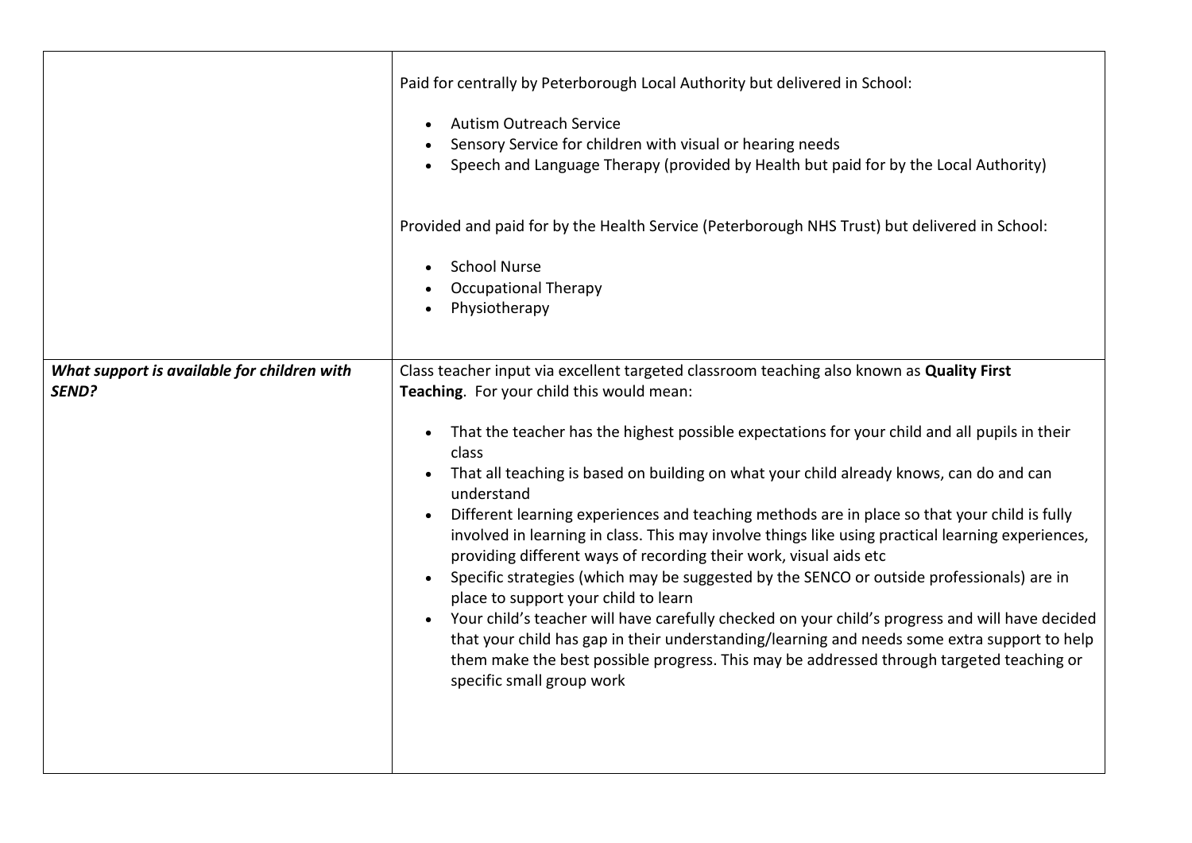| | |
|---|---|
| | Paid for centrally by Peterborough Local Authority but delivered in School:<br><br>• Autism Outreach Service<br>• Sensory Service for children with visual or hearing needs<br>• Speech and Language Therapy (provided by Health but paid for by the Local Authority)<br><br>Provided and paid for by the Health Service (Peterborough NHS Trust) but delivered in School:<br><br>• School Nurse<br>• Occupational Therapy<br>• Physiotherapy |
| ***What support is available for children with SEND?*** | Class teacher input via excellent targeted classroom teaching also known as **Quality First Teaching**. For your child this would mean:<br><br>• That the teacher has the highest possible expectations for your child and all pupils in their class<br>• That all teaching is based on building on what your child already knows, can do and can understand<br>• Different learning experiences and teaching methods are in place so that your child is fully involved in learning in class. This may involve things like using practical learning experiences, providing different ways of recording their work, visual aids etc<br>• Specific strategies (which may be suggested by the SENCO or outside professionals) are in place to support your child to learn<br>• Your child's teacher will have carefully checked on your child's progress and will have decided that your child has gap in their understanding/learning and needs some extra support to help them make the best possible progress. This may be addressed through targeted teaching or specific small group work |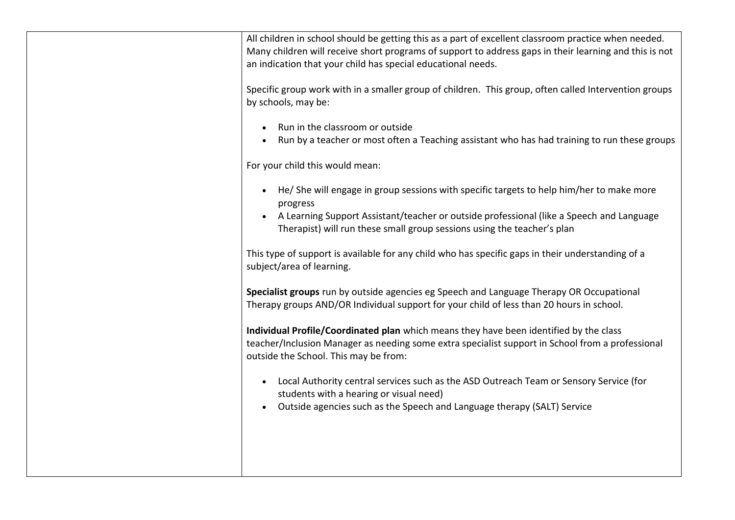| | |
|---|---|
| | All children in school should be getting this as a part of excellent classroom practice when needed. Many children will receive short programs of support to address gaps in their learning and this is not an indication that your child has special educational needs.<br><br>Specific group work with in a smaller group of children. This group, often called Intervention groups by schools, may be:<br><br>• Run in the classroom or outside<br>• Run by a teacher or most often a Teaching assistant who has had training to run these groups<br><br>For your child this would mean:<br><br>• He/ She will engage in group sessions with specific targets to help him/her to make more progress<br>• A Learning Support Assistant/teacher or outside professional (like a Speech and Language Therapist) will run these small group sessions using the teacher's plan<br><br>This type of support is available for any child who has specific gaps in their understanding of a subject/area of learning.<br><br>**Specialist groups** run by outside agencies eg Speech and Language Therapy OR Occupational Therapy groups AND/OR Individual support for your child of less than 20 hours in school.<br><br>**Individual Profile/Coordinated plan** which means they have been identified by the class teacher/Inclusion Manager as needing some extra specialist support in School from a professional outside the School. This may be from:<br><br>• Local Authority central services such as the ASD Outreach Team or Sensory Service (for students with a hearing or visual need)<br>• Outside agencies such as the Speech and Language therapy (SALT) Service |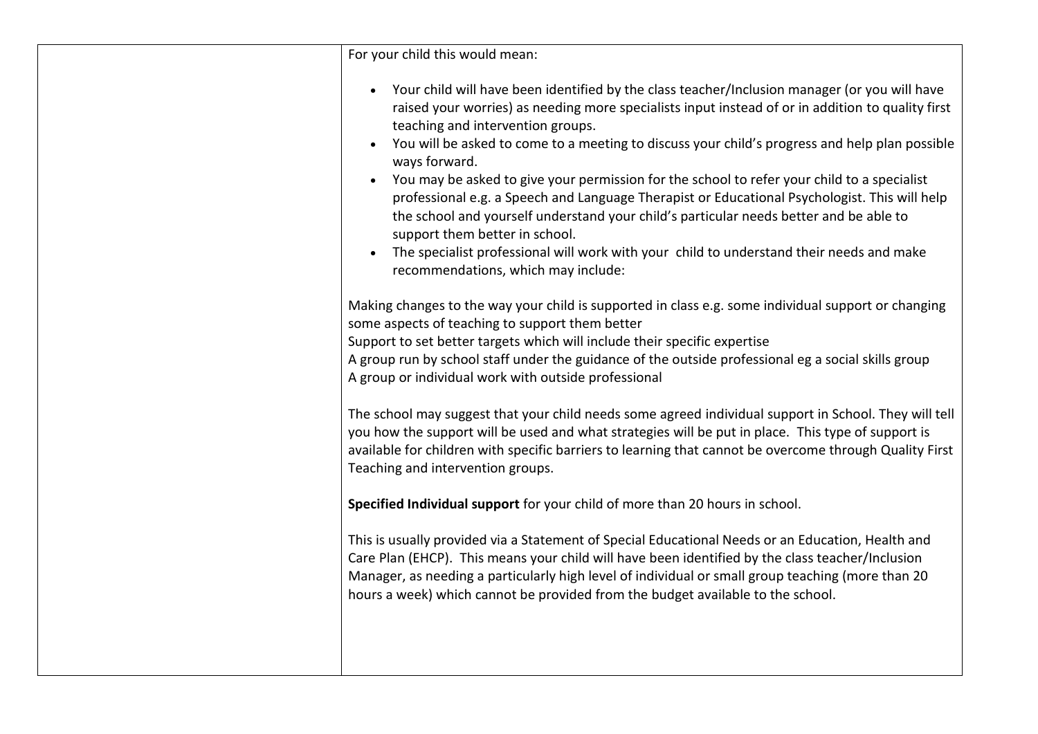| | |
|---|---|
| | For your child this would mean:<br><br>• Your child will have been identified by the class teacher/Inclusion manager (or you will have raised your worries) as needing more specialists input instead of or in addition to quality first teaching and intervention groups.<br>• You will be asked to come to a meeting to discuss your child's progress and help plan possible ways forward.<br>• You may be asked to give your permission for the school to refer your child to a specialist professional e.g. a Speech and Language Therapist or Educational Psychologist. This will help the school and yourself understand your child's particular needs better and be able to support them better in school.<br>• The specialist professional will work with your child to understand their needs and make recommendations, which may include:<br><br>Making changes to the way your child is supported in class e.g. some individual support or changing some aspects of teaching to support them better<br>Support to set better targets which will include their specific expertise<br>A group run by school staff under the guidance of the outside professional eg a social skills group<br>A group or individual work with outside professional<br><br>The school may suggest that your child needs some agreed individual support in School. They will tell you how the support will be used and what strategies will be put in place. This type of support is available for children with specific barriers to learning that cannot be overcome through Quality First Teaching and intervention groups.<br><br>**Specified Individual support** for your child of more than 20 hours in school.<br><br>This is usually provided via a Statement of Special Educational Needs or an Education, Health and Care Plan (EHCP). This means your child will have been identified by the class teacher/Inclusion Manager, as needing a particularly high level of individual or small group teaching (more than 20 hours a week) which cannot be provided from the budget available to the school. |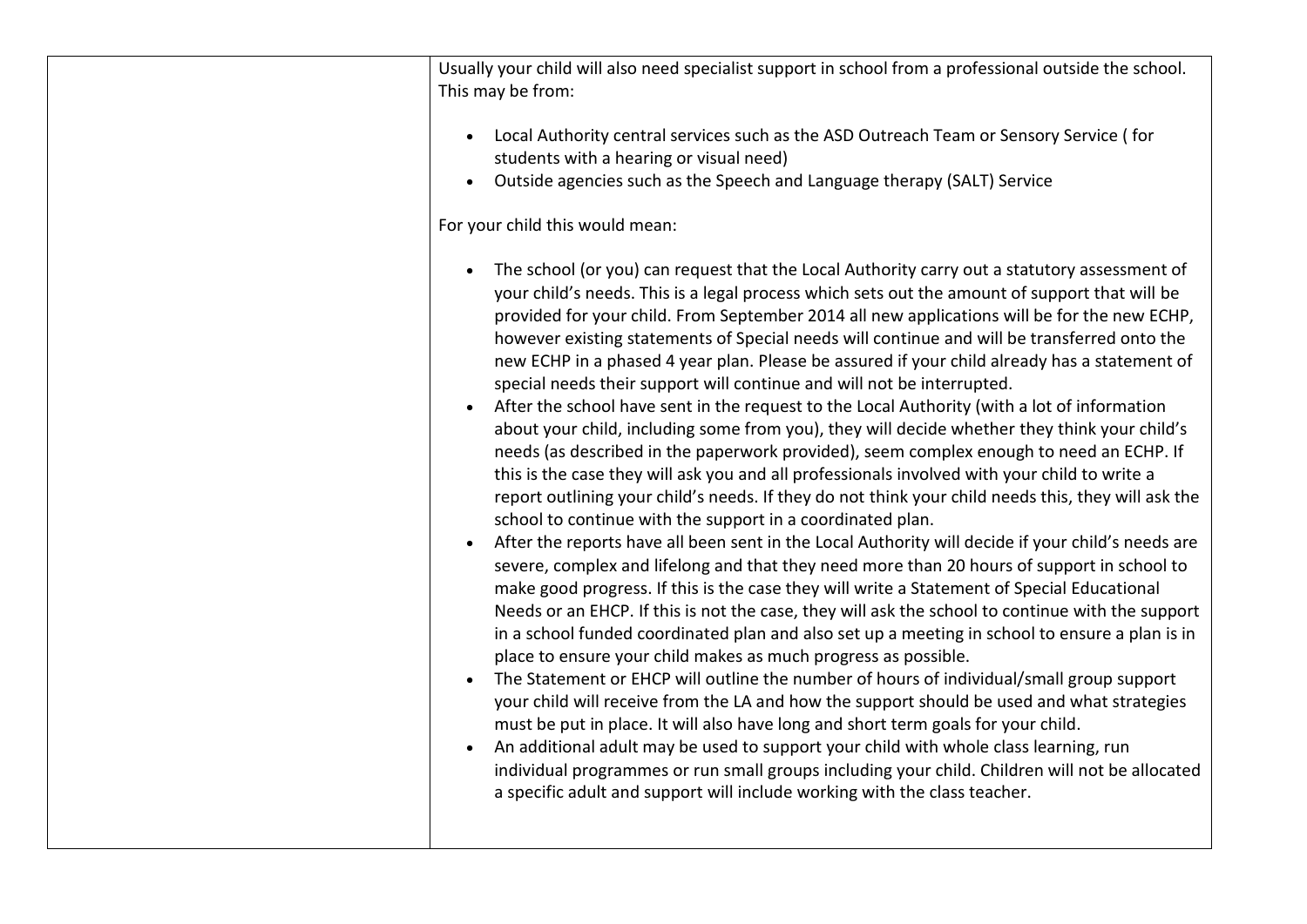| | |
|---|---|
| | Usually your child will also need specialist support in school from a professional outside the school. This may be from:<br><br>• Local Authority central services such as the ASD Outreach Team or Sensory Service ( for students with a hearing or visual need)<br>• Outside agencies such as the Speech and Language therapy (SALT) Service<br><br>For your child this would mean:<br><br>• The school (or you) can request that the Local Authority carry out a statutory assessment of your child's needs. This is a legal process which sets out the amount of support that will be provided for your child. From September 2014 all new applications will be for the new ECHP, however existing statements of Special needs will continue and will be transferred onto the new ECHP in a phased 4 year plan. Please be assured if your child already has a statement of special needs their support will continue and will not be interrupted.<br>• After the school have sent in the request to the Local Authority (with a lot of information about your child, including some from you), they will decide whether they think your child's needs (as described in the paperwork provided), seem complex enough to need an ECHP. If this is the case they will ask you and all professionals involved with your child to write a report outlining your child's needs. If they do not think your child needs this, they will ask the school to continue with the support in a coordinated plan.<br>• After the reports have all been sent in the Local Authority will decide if your child's needs are severe, complex and lifelong and that they need more than 20 hours of support in school to make good progress. If this is the case they will write a Statement of Special Educational Needs or an EHCP. If this is not the case, they will ask the school to continue with the support in a school funded coordinated plan and also set up a meeting in school to ensure a plan is in place to ensure your child makes as much progress as possible.<br>• The Statement or EHCP will outline the number of hours of individual/small group support your child will receive from the LA and how the support should be used and what strategies must be put in place. It will also have long and short term goals for your child.<br>• An additional adult may be used to support your child with whole class learning, run individual programmes or run small groups including your child. Children will not be allocated a specific adult and support will include working with the class teacher. |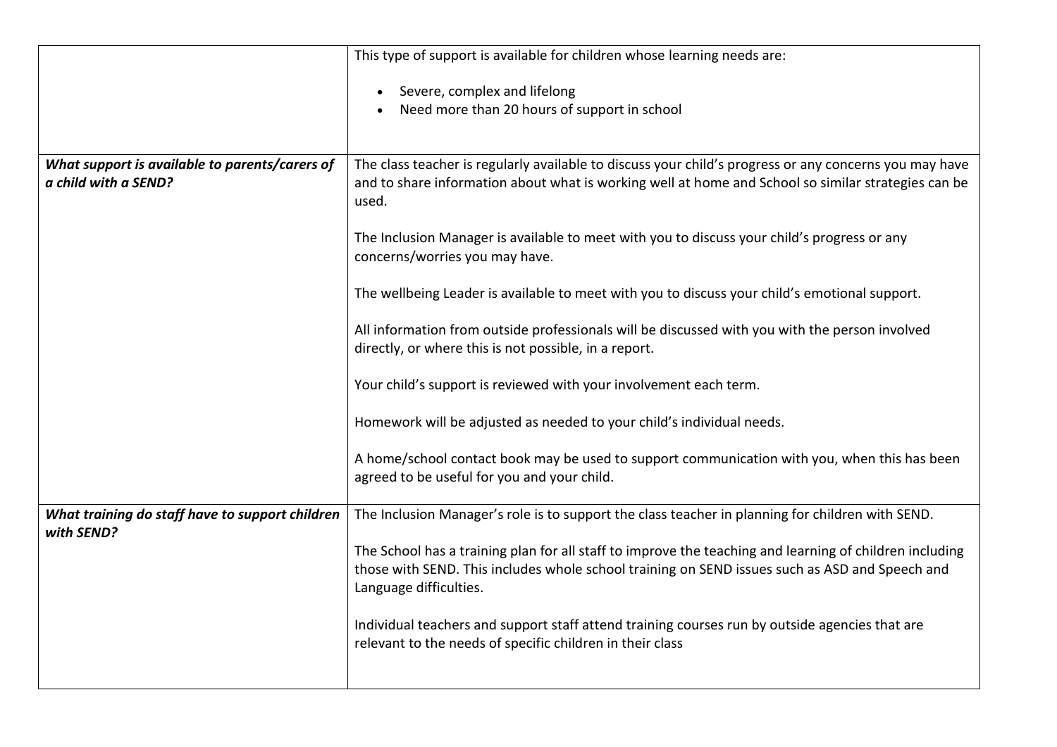| | |
|---|---|
| | This type of support is available for children whose learning needs are:<br><br>• Severe, complex and lifelong<br>• Need more than 20 hours of support in school |
| ***What support is available to parents/carers of a child with a SEND?*** | The class teacher is regularly available to discuss your child's progress or any concerns you may have and to share information about what is working well at home and School so similar strategies can be used.<br><br>The Inclusion Manager is available to meet with you to discuss your child's progress or any concerns/worries you may have.<br><br>The wellbeing Leader is available to meet with you to discuss your child's emotional support.<br><br>All information from outside professionals will be discussed with you with the person involved directly, or where this is not possible, in a report.<br><br>Your child's support is reviewed with your involvement each term.<br><br>Homework will be adjusted as needed to your child's individual needs.<br><br>A home/school contact book may be used to support communication with you, when this has been agreed to be useful for you and your child. |
| ***What training do staff have to support children with SEND?*** | The Inclusion Manager's role is to support the class teacher in planning for children with SEND.<br><br>The School has a training plan for all staff to improve the teaching and learning of children including those with SEND. This includes whole school training on SEND issues such as ASD and Speech and Language difficulties.<br><br>Individual teachers and support staff attend training courses run by outside agencies that are relevant to the needs of specific children in their class |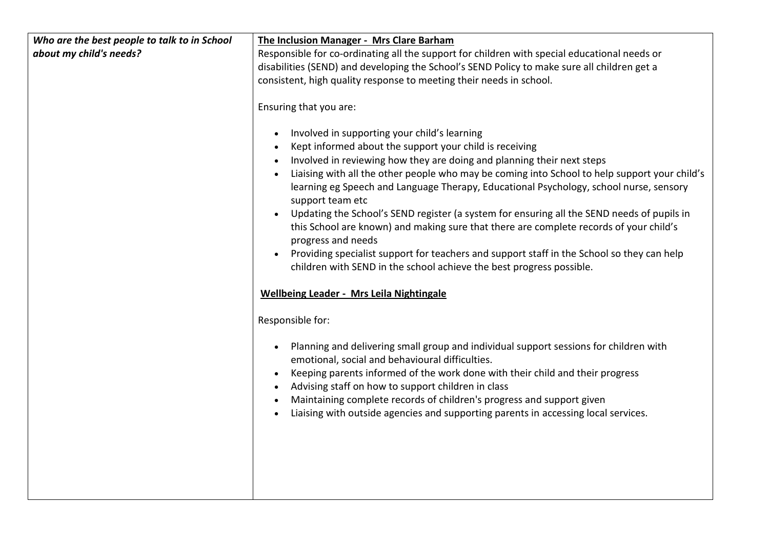| | |
|---|---|
| ***Who are the best people to talk to in School about my child's needs?*** | **The Inclusion Manager - Mrs Clare Barham**<br>Responsible for co-ordinating all the support for children with special educational needs or disabilities (SEND) and developing the School's SEND Policy to make sure all children get a consistent, high quality response to meeting their needs in school.<br><br>Ensuring that you are:<br><br>• Involved in supporting your child's learning<br>• Kept informed about the support your child is receiving<br>• Involved in reviewing how they are doing and planning their next steps<br>• Liaising with all the other people who may be coming into School to help support your child's learning eg Speech and Language Therapy, Educational Psychology, school nurse, sensory support team etc<br>• Updating the School's SEND register (a system for ensuring all the SEND needs of pupils in this School are known) and making sure that there are complete records of your child's progress and needs<br>• Providing specialist support for teachers and support staff in the School so they can help children with SEND in the school achieve the best progress possible.<br><br>**Wellbeing Leader - Mrs Leila Nightingale**<br><br>Responsible for:<br><br>• Planning and delivering small group and individual support sessions for children with emotional, social and behavioural difficulties.<br>• Keeping parents informed of the work done with their child and their progress<br>• Advising staff on how to support children in class<br>• Maintaining complete records of children's progress and support given<br>• Liaising with outside agencies and supporting parents in accessing local services. |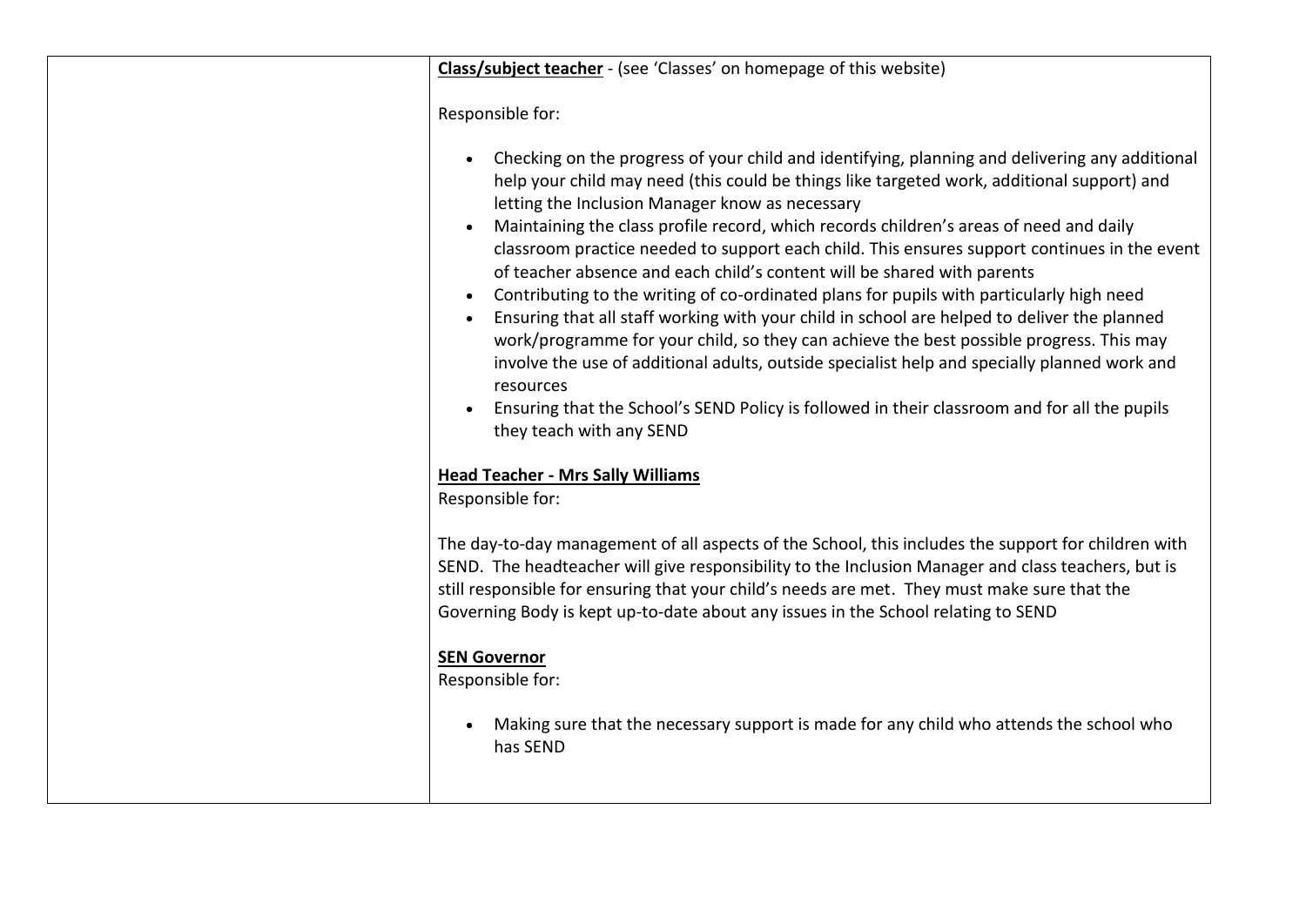| | |
|---|---|
| | **Class/subject teacher** - (see 'Classes' on homepage of this website)<br><br>Responsible for:<br><br>• Checking on the progress of your child and identifying, planning and delivering any additional help your child may need (this could be things like targeted work, additional support) and letting the Inclusion Manager know as necessary<br>• Maintaining the class profile record, which records children's areas of need and daily classroom practice needed to support each child. This ensures support continues in the event of teacher absence and each child's content will be shared with parents<br>• Contributing to the writing of co-ordinated plans for pupils with particularly high need<br>• Ensuring that all staff working with your child in school are helped to deliver the planned work/programme for your child, so they can achieve the best possible progress. This may involve the use of additional adults, outside specialist help and specially planned work and resources<br>• Ensuring that the School's SEND Policy is followed in their classroom and for all the pupils they teach with any SEND<br><br>**Head Teacher - Mrs Sally Williams**<br>Responsible for:<br><br>The day-to-day management of all aspects of the School, this includes the support for children with SEND. The headteacher will give responsibility to the Inclusion Manager and class teachers, but is still responsible for ensuring that your child's needs are met. They must make sure that the Governing Body is kept up-to-date about any issues in the School relating to SEND<br><br>**SEN Governor**<br>Responsible for:<br><br>• Making sure that the necessary support is made for any child who attends the school who has SEND |